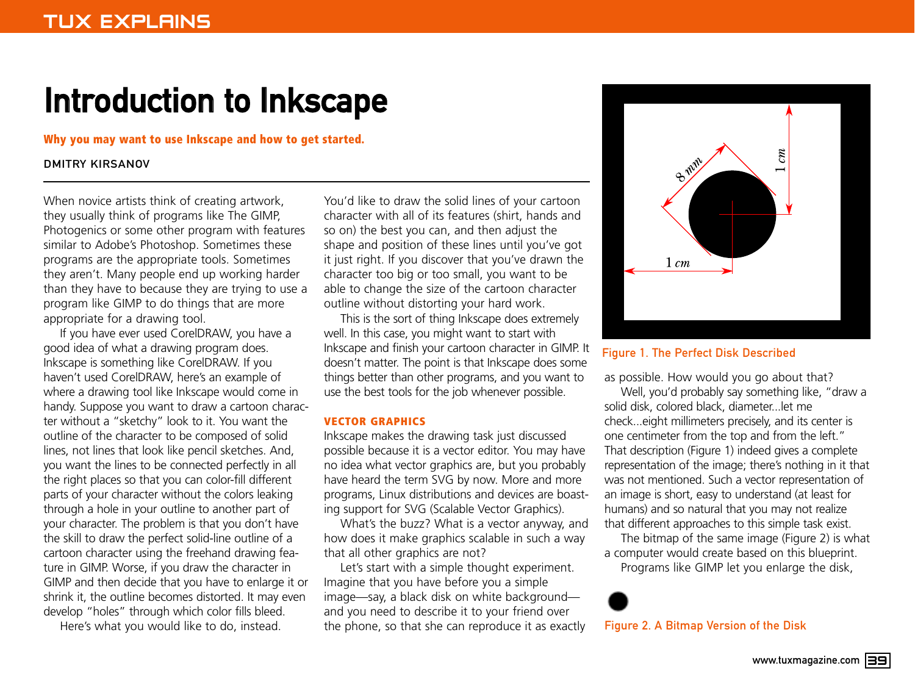# Introduction to Inkscape

**Why you may want to use Inkscape and how to get started.**

DMITRY KIRSANOV

When novice artists think of creating artwork, they usually think of programs like The GIMP, Photogenics or some other program with features similar to Adobe's Photoshop. Sometimes these programs are the appropriate tools. Sometimes they aren't. Many people end up working harder than they have to because they are trying to use a program like GIMP to do things that are more appropriate for a drawing tool.

If you have ever used CorelDRAW, you have a good idea of what a drawing program does. Inkscape is something like CorelDRAW. If you haven't used CorelDRAW, here's an example of where a drawing tool like Inkscape would come in handy. Suppose you want to draw a cartoon character without a "sketchy" look to it. You want the outline of the character to be composed of solid lines, not lines that look like pencil sketches. And, you want the lines to be connected perfectly in all the right places so that you can color-fill different parts of your character without the colors leaking through a hole in your outline to another part of your character. The problem is that you don't have the skill to draw the perfect solid-line outline of a cartoon character using the freehand drawing feature in GIMP. Worse, if you draw the character in GIMP and then decide that you have to enlarge it or shrink it, the outline becomes distorted. It may even develop "holes" through which color fills bleed.

Here's what you would like to do, instead. You'd like to draw the solid lines of your cartoon character with all of its features (shirt, hands and so on) the best you can, and then adjust the shape and position of these lines until you've got it just right. If you discover that you've drawn the character too big or too small, you want to be able to change the size of the cartoon character outline without distorting your hard work.

This is the sort of thing Inkscape does extremely well. In this case, you might want to start with Inkscape and finish your cartoon character in GIMP. It doesn't matter. The point is that Inkscape does some things better than other programs, and you want to use the best tools for the job whenever possible.

## VECTOR GRAPHICS

Inkscape makes the drawing task just discussed possible because it is a vector editor. You may have no idea what vector graphics are, but you probably have heard the term SVG by now. More and more programs, Linux distributions and devices are boasting support for SVG (Scalable Vector Graphics).

What's the buzz? What is a vector anyway, and how does it make graphics scalable in such a way that all other graphics are not?

Let's start with a simple thought experiment. Imagine that you have before you a simple image—say, a black disk on white background—and you need to describe it to your friend over the phone, so that she can reproduce it as exactly as possible. How would you go about that?

Well, you'd probably say something like, "draw a solid disk, colored black, diameter...let me check...eight millimeters precisely, and its center is one centimeter from the top and from the left." That description (Figure 1) indeed gives a complete representation of the image; there's nothing in it that was not mentioned. Such a vector representation of an image is short, easy to understand (at least for humans) and so natural that you may not realize that different approaches to this simple task exist.

8 mm

1 cm

1 cm

Figure 1. The Perfect Disk Described

The bitmap of the same image (Figure 2) is what a computer would create based on this blueprint.

Programs like GIMP let you enlarge the disk,

Figure 2. A Bitmap Version of the Disk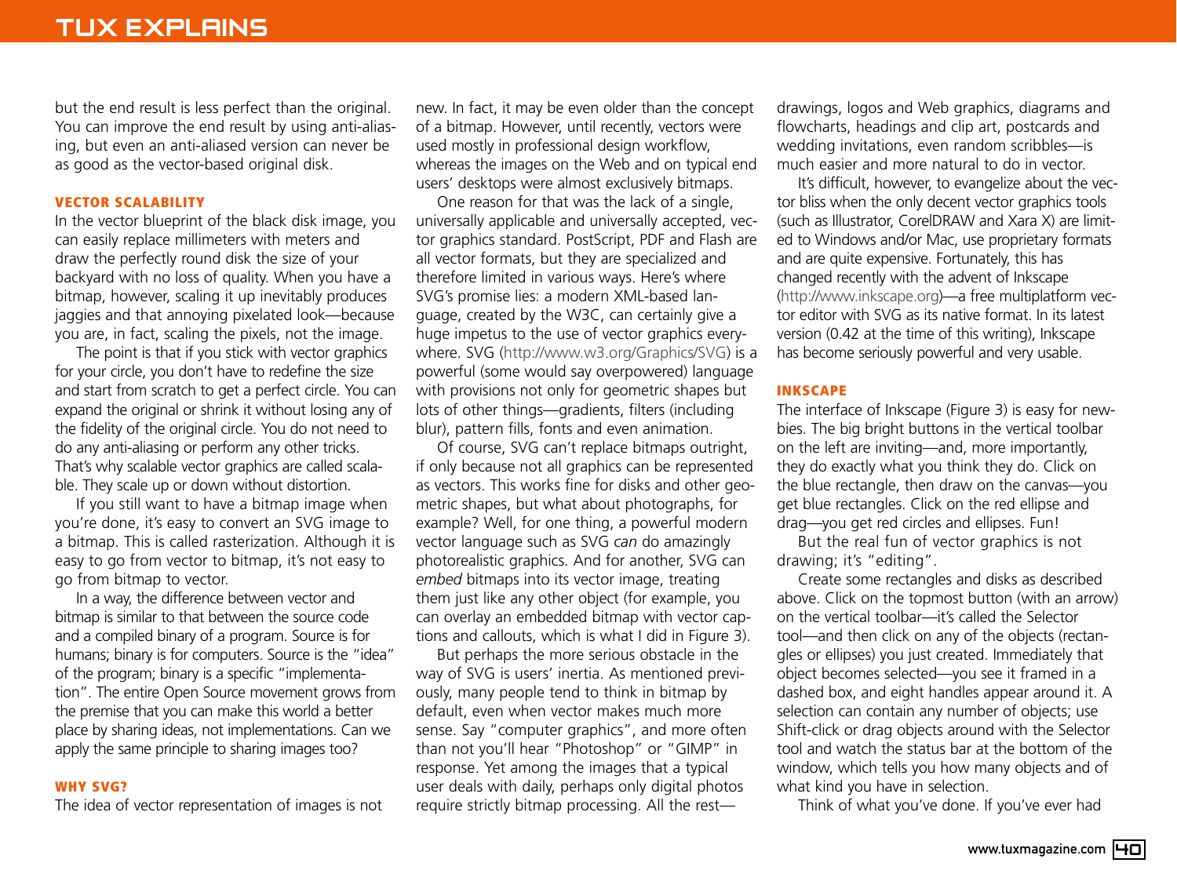but the end result is less perfect than the original. You can improve the end result by using anti-aliasing, but even an anti-aliased version can never be as good as the vector-based original disk.

### VECTOR SCALABILITY

In the vector blueprint of the black disk image, you can easily replace millimeters with meters and draw the perfectly round disk the size of your backyard with no loss of quality. When you have a bitmap, however, scaling it up inevitably produces jaggies and that annoying pixelated look—because you are, in fact, scaling the pixels, not the image.

The point is that if you stick with vector graphics for your circle, you don't have to redefine the size and start from scratch to get a perfect circle. You can expand the original or shrink it without losing any of the fidelity of the original circle. You do not need to do any anti-aliasing or perform any other tricks. That's why scalable vector graphics are called scalable. They scale up or down without distortion.

If you still want to have a bitmap image when you're done, it's easy to convert an SVG image to a bitmap. This is called rasterization. Although it is easy to go from vector to bitmap, it's not easy to go from bitmap to vector.

In a way, the difference between vector and bitmap is similar to that between the source code and a compiled binary of a program. Source is for humans; binary is for computers. Source is the "idea" of the program; binary is a specific "implementation". The entire Open Source movement grows from the premise that you can make this world a better place by sharing ideas, not implementations. Can we apply the same principle to sharing images too?

### WHY SVG?

The idea of vector representation of images is not new. In fact, it may be even older than the concept of a bitmap. However, until recently, vectors were used mostly in professional design workflow, whereas the images on the Web and on typical end users' desktops were almost exclusively bitmaps.

One reason for that was the lack of a single, universally applicable and universally accepted, vector graphics standard. PostScript, PDF and Flash are all vector formats, but they are specialized and therefore limited in various ways. Here's where SVG's promise lies: a modern XML-based language, created by the W3C, can certainly give a huge impetus to the use of vector graphics everywhere. SVG (http://www.w3.org/Graphics/SVG) is a powerful (some would say overpowered) language with provisions not only for geometric shapes but lots of other things—gradients, filters (including blur), pattern fills, fonts and even animation.

Of course, SVG can't replace bitmaps outright, if only because not all graphics can be represented as vectors. This works fine for disks and other geometric shapes, but what about photographs, for example? Well, for one thing, a powerful modern vector language such as SVG *can* do amazingly photorealistic graphics. And for another, SVG can *embed* bitmaps into its vector image, treating them just like any other object (for example, you can overlay an embedded bitmap with vector captions and callouts, which is what I did in Figure 3).

But perhaps the more serious obstacle in the way of SVG is users' inertia. As mentioned previously, many people tend to think in bitmap by default, even when vector makes much more sense. Say "computer graphics", and more often than not you'll hear "Photoshop" or "GIMP" in response. Yet among the images that a typical user deals with daily, perhaps only digital photos require strictly bitmap processing. All the rest—drawings, logos and Web graphics, diagrams and flowcharts, headings and clip art, postcards and wedding invitations, even random scribbles—is much easier and more natural to do in vector.

It's difficult, however, to evangelize about the vector bliss when the only decent vector graphics tools (such as Illustrator, CorelDRAW and Xara X) are limited to Windows and/or Mac, use proprietary formats and are quite expensive. Fortunately, this has changed recently with the advent of Inkscape (http://www.inkscape.org)—a free multiplatform vector editor with SVG as its native format. In its latest version (0.42 at the time of this writing), Inkscape has become seriously powerful and very usable.

### INKSCAPE

The interface of Inkscape (Figure 3) is easy for newbies. The big bright buttons in the vertical toolbar on the left are inviting—and, more importantly, they do exactly what you think they do. Click on the blue rectangle, then draw on the canvas—you get blue rectangles. Click on the red ellipse and drag—you get red circles and ellipses. Fun!

But the real fun of vector graphics is not drawing; it's "editing".

Create some rectangles and disks as described above. Click on the topmost button (with an arrow) on the vertical toolbar—it's called the Selector tool—and then click on any of the objects (rectangles or ellipses) you just created. Immediately that object becomes selected—you see it framed in a dashed box, and eight handles appear around it. A selection can contain any number of objects; use Shift-click or drag objects around with the Selector tool and watch the status bar at the bottom of the window, which tells you how many objects and of what kind you have in selection.

Think of what you've done. If you've ever had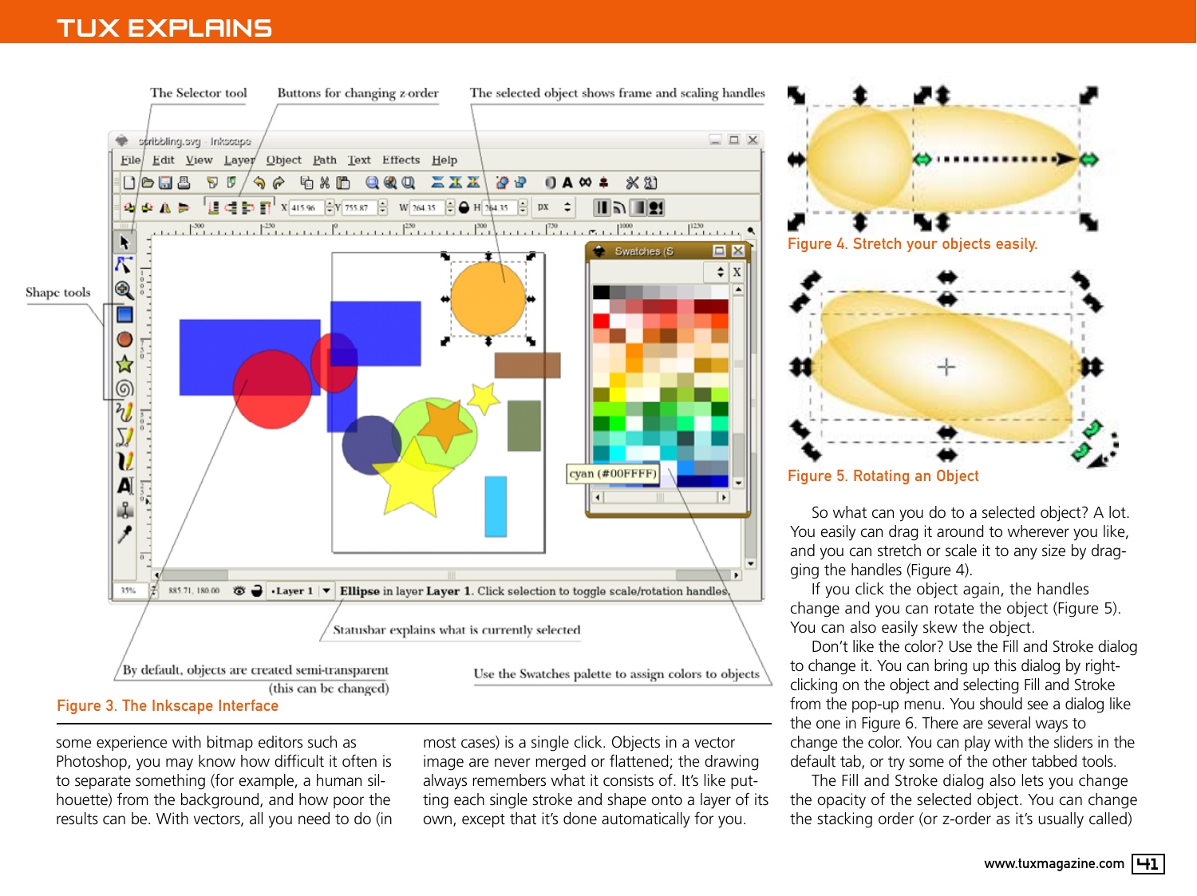The Selector tool

Buttons for changing z-order

The selected object shows frame and scaling handles

Shape tools

Statusbar explains what is currently selected

By default, objects are created semi-transparent (this can be changed)

Use the Swatches palette to assign colors to objects

Figure 3. The Inkscape Interface

some experience with bitmap editors such as Photoshop, you may know how difficult it often is to separate something (for example, a human silhouette) from the background, and how poor the results can be. With vectors, all you need to do (in most cases) is a single click. Objects in a vector image are never merged or flattened; the drawing always remembers what it consists of. It's like putting each single stroke and shape onto a layer of its own, except that it's done automatically for you.

Figure 4. Stretch your objects easily.

Figure 5. Rotating an Object

So what can you do to a selected object? A lot. You easily can drag it around to wherever you like, and you can stretch or scale it to any size by dragging the handles (Figure 4).

If you click the object again, the handles change and you can rotate the object (Figure 5). You can also easily skew the object.

Don't like the color? Use the Fill and Stroke dialog to change it. You can bring up this dialog by right-clicking on the object and selecting Fill and Stroke from the pop-up menu. You should see a dialog like the one in Figure 6. There are several ways to change the color. You can play with the sliders in the default tab, or try some of the other tabbed tools.

The Fill and Stroke dialog also lets you change the opacity of the selected object. You can change the stacking order (or z-order as it's usually called)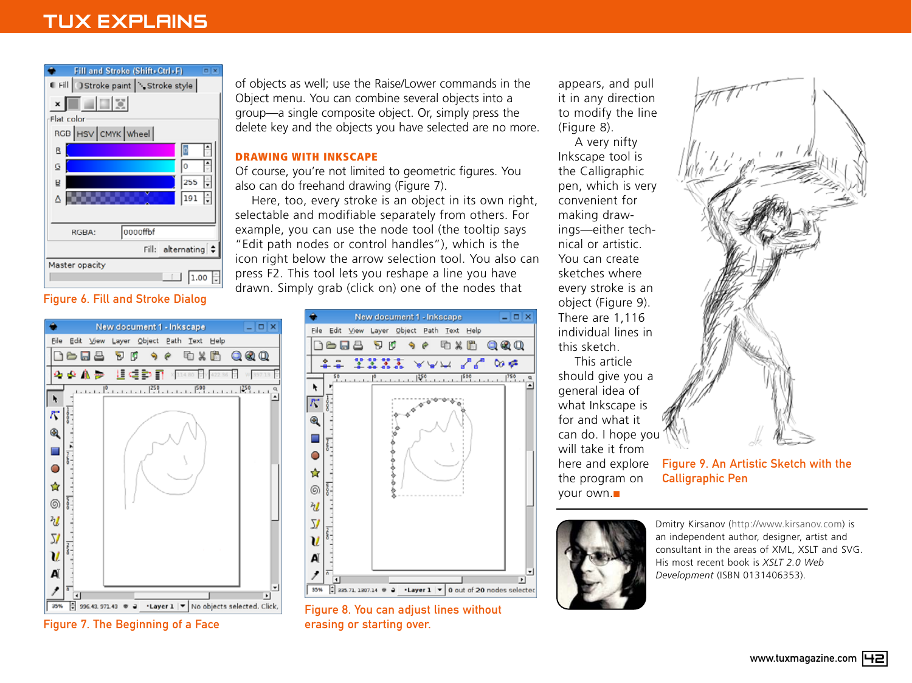of objects as well; use the Raise/Lower commands in the Object menu. You can combine several objects into a group—a single composite object. Or, simply press the delete key and the objects you have selected are no more.

Figure 6. Fill and Stroke Dialog

## DRAWING WITH INKSCAPE

Of course, you're not limited to geometric figures. You also can do freehand drawing (Figure 7).

Here, too, every stroke is an object in its own right, selectable and modifiable separately from others. For example, you can use the node tool (the tooltip says "Edit path nodes or control handles"), which is the icon right below the arrow selection tool. You also can press F2. This tool lets you reshape a line you have drawn. Simply grab (click on) one of the nodes that appears, and pull it in any direction to modify the line (Figure 8).

A very nifty Inkscape tool is the Calligraphic pen, which is very convenient for making drawings—either technical or artistic. You can create sketches where every stroke is an object (Figure 9). There are 1,116 individual lines in this sketch.

This article should give you a general idea of what Inkscape is for and what it can do. I hope you will take it from here and explore the program on your own.■

Figure 7. The Beginning of a Face

Figure 8. You can adjust lines without erasing or starting over.

Figure 9. An Artistic Sketch with the Calligraphic Pen

Dmitry Kirsanov (http://www.kirsanov.com) is an independent author, designer, artist and consultant in the areas of XML, XSLT and SVG. His most recent book is *XSLT 2.0 Web Development* (ISBN 0131406353).